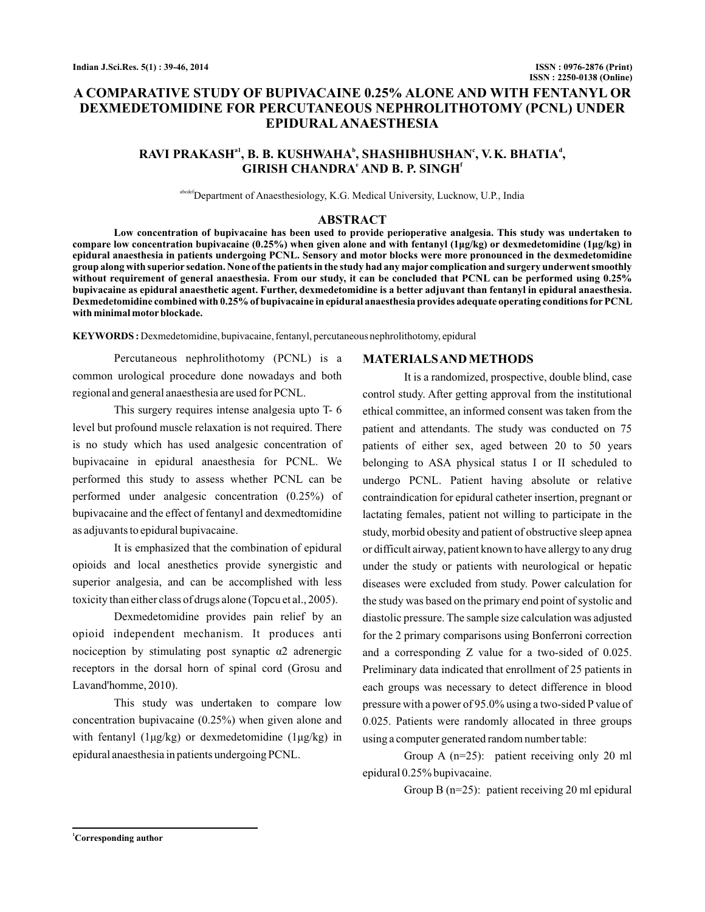# A COMPARATIVE STUDY OF BUPIVACAINE 0.25% ALONE AND WITH FENTANYL OR DEXMEDETOMIDINE FOR PERCUTANEOUS NEPHROLITHOTOMY (PCNL) UNDER EPIDURAL ANAESTHESIA

**RAVI PRAKASH[a1], B. B. KUSHWAHA[b], SHASHIBHUSHAN[c], V. K. BHATIA[d], GIRISH CHANDRA[e] AND B. P. SINGH[f]**

[abcdef]Department of Anaesthesiology, K.G. Medical University, Lucknow, U.P., India

## ABSTRACT

**Low concentration of bupivacaine has been used to provide perioperative analgesia. This study was undertaken to compare low concentration bupivacaine (0.25%) when given alone and with fentanyl (1μg/kg) or dexmedetomidine (1μg/kg) in epidural anaesthesia in patients undergoing PCNL. Sensory and motor blocks were more pronounced in the dexmedetomidine group along with superior sedation. None of the patients in the study had any major complication and surgery underwent smoothly without requirement of general anaesthesia. From our study, it can be concluded that PCNL can be performed using 0.25% bupivacaine as epidural anaesthetic agent. Further, dexmedetomidine is a better adjuvant than fentanyl in epidural anaesthesia. Dexmedetomidine combined with 0.25% of bupivacaine in epidural anaesthesia provides adequate operating conditions for PCNL with minimal motor blockade.**

**KEYWORDS :** Dexmedetomidine, bupivacaine, fentanyl, percutaneous nephrolithotomy, epidural

Percutaneous nephrolithotomy (PCNL) is a common urological procedure done nowadays and both regional and general anaesthesia are used for PCNL.

This surgery requires intense analgesia upto T- 6 level but profound muscle relaxation is not required. There is no study which has used analgesic concentration of bupivacaine in epidural anaesthesia for PCNL. We performed this study to assess whether PCNL can be performed under analgesic concentration (0.25%) of bupivacaine and the effect of fentanyl and dexmedtomidine as adjuvants to epidural bupivacaine.

It is emphasized that the combination of epidural opioids and local anesthetics provide synergistic and superior analgesia, and can be accomplished with less toxicity than either class of drugs alone (Topcu et al., 2005).

Dexmedetomidine provides pain relief by an opioid independent mechanism. It produces anti nociception by stimulating post synaptic α2 adrenergic receptors in the dorsal horn of spinal cord (Grosu and Lavand'homme, 2010).

This study was undertaken to compare low concentration bupivacaine (0.25%) when given alone and with fentanyl (1μg/kg) or dexmedetomidine (1μg/kg) in epidural anaesthesia in patients undergoing PCNL.

## MATERIALS AND METHODS

It is a randomized, prospective, double blind, case control study. After getting approval from the institutional ethical committee, an informed consent was taken from the patient and attendants. The study was conducted on 75 patients of either sex, aged between 20 to 50 years belonging to ASA physical status I or II scheduled to undergo PCNL. Patient having absolute or relative contraindication for epidural catheter insertion, pregnant or lactating females, patient not willing to participate in the study, morbid obesity and patient of obstructive sleep apnea or difficult airway, patient known to have allergy to any drug under the study or patients with neurological or hepatic diseases were excluded from study. Power calculation for the study was based on the primary end point of systolic and diastolic pressure. The sample size calculation was adjusted for the 2 primary comparisons using Bonferroni correction and a corresponding Z value for a two-sided of 0.025. Preliminary data indicated that enrollment of 25 patients in each groups was necessary to detect difference in blood pressure with a power of 95.0% using a two-sided P value of 0.025. Patients were randomly allocated in three groups using a computer generated random number table:

Group A (n=25): patient receiving only 20 ml epidural 0.25% bupivacaine.

Group B (n=25): patient receiving 20 ml epidural

[1]Corresponding author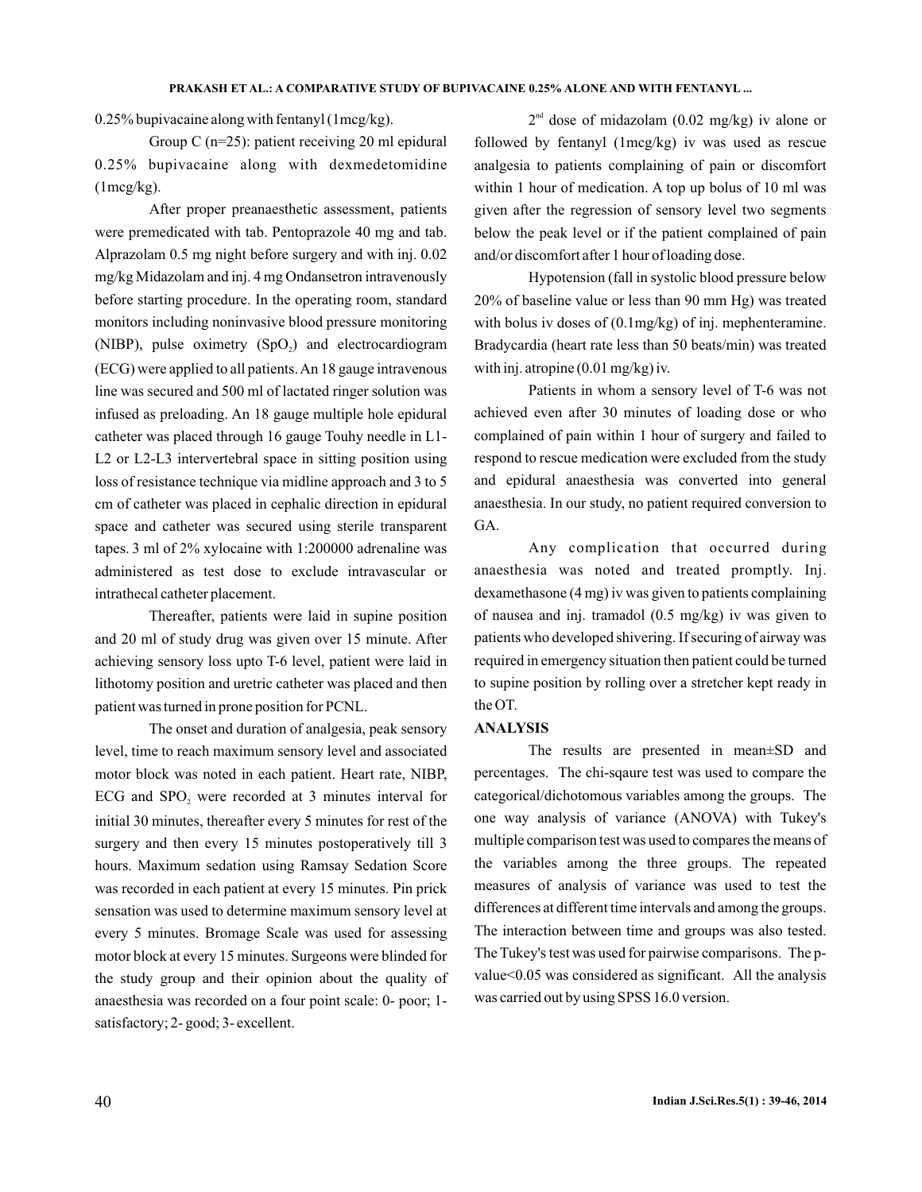0.25% bupivacaine along with fentanyl (1mcg/kg).

Group C (n=25): patient receiving 20 ml epidural 0.25% bupivacaine along with dexmedetomidine (1mcg/kg).

After proper preanaesthetic assessment, patients were premedicated with tab. Pentoprazole 40 mg and tab. Alprazolam 0.5 mg night before surgery and with inj. 0.02 mg/kg Midazolam and inj. 4 mg Ondansetron intravenously before starting procedure. In the operating room, standard monitors including noninvasive blood pressure monitoring (NIBP), pulse oximetry ($SpO_2$) and electrocardiogram (ECG) were applied to all patients. An 18 gauge intravenous line was secured and 500 ml of lactated ringer solution was infused as preloading. An 18 gauge multiple hole epidural catheter was placed through 16 gauge Touhy needle in L1-L2 or L2-L3 intervertebral space in sitting position using loss of resistance technique via midline approach and 3 to 5 cm of catheter was placed in cephalic direction in epidural space and catheter was secured using sterile transparent tapes. 3 ml of 2% xylocaine with 1:200000 adrenaline was administered as test dose to exclude intravascular or intrathecal catheter placement.

Thereafter, patients were laid in supine position and 20 ml of study drug was given over 15 minute. After achieving sensory loss upto T-6 level, patient were laid in lithotomy position and uretric catheter was placed and then patient was turned in prone position for PCNL.

The onset and duration of analgesia, peak sensory level, time to reach maximum sensory level and associated motor block was noted in each patient. Heart rate, NIBP, ECG and $SPO_2$ were recorded at 3 minutes interval for initial 30 minutes, thereafter every 5 minutes for rest of the surgery and then every 15 minutes postoperatively till 3 hours. Maximum sedation using Ramsay Sedation Score was recorded in each patient at every 15 minutes. Pin prick sensation was used to determine maximum sensory level at every 5 minutes. Bromage Scale was used for assessing motor block at every 15 minutes. Surgeons were blinded for the study group and their opinion about the quality of anaesthesia was recorded on a four point scale: 0- poor; 1- satisfactory; 2- good; 3- excellent.

2nd dose of midazolam (0.02 mg/kg) iv alone or followed by fentanyl (1mcg/kg) iv was used as rescue analgesia to patients complaining of pain or discomfort within 1 hour of medication. A top up bolus of 10 ml was given after the regression of sensory level two segments below the peak level or if the patient complained of pain and/or discomfort after 1 hour of loading dose.

Hypotension (fall in systolic blood pressure below 20% of baseline value or less than 90 mm Hg) was treated with bolus iv doses of (0.1mg/kg) of inj. mephenteramine. Bradycardia (heart rate less than 50 beats/min) was treated with inj. atropine (0.01 mg/kg) iv.

Patients in whom a sensory level of T-6 was not achieved even after 30 minutes of loading dose or who complained of pain within 1 hour of surgery and failed to respond to rescue medication were excluded from the study and epidural anaesthesia was converted into general anaesthesia. In our study, no patient required conversion to GA.

Any complication that occurred during anaesthesia was noted and treated promptly. Inj. dexamethasone (4 mg) iv was given to patients complaining of nausea and inj. tramadol (0.5 mg/kg) iv was given to patients who developed shivering. If securing of airway was required in emergency situation then patient could be turned to supine position by rolling over a stretcher kept ready in the OT.

## ANALYSIS

The results are presented in mean±SD and percentages. The chi-sqaure test was used to compare the categorical/dichotomous variables among the groups. The one way analysis of variance (ANOVA) with Tukey's multiple comparison test was used to compares the means of the variables among the three groups. The repeated measures of analysis of variance was used to test the differences at different time intervals and among the groups. The interaction between time and groups was also tested. The Tukey's test was used for pairwise comparisons. The p-value<0.05 was considered as significant. All the analysis was carried out by using SPSS 16.0 version.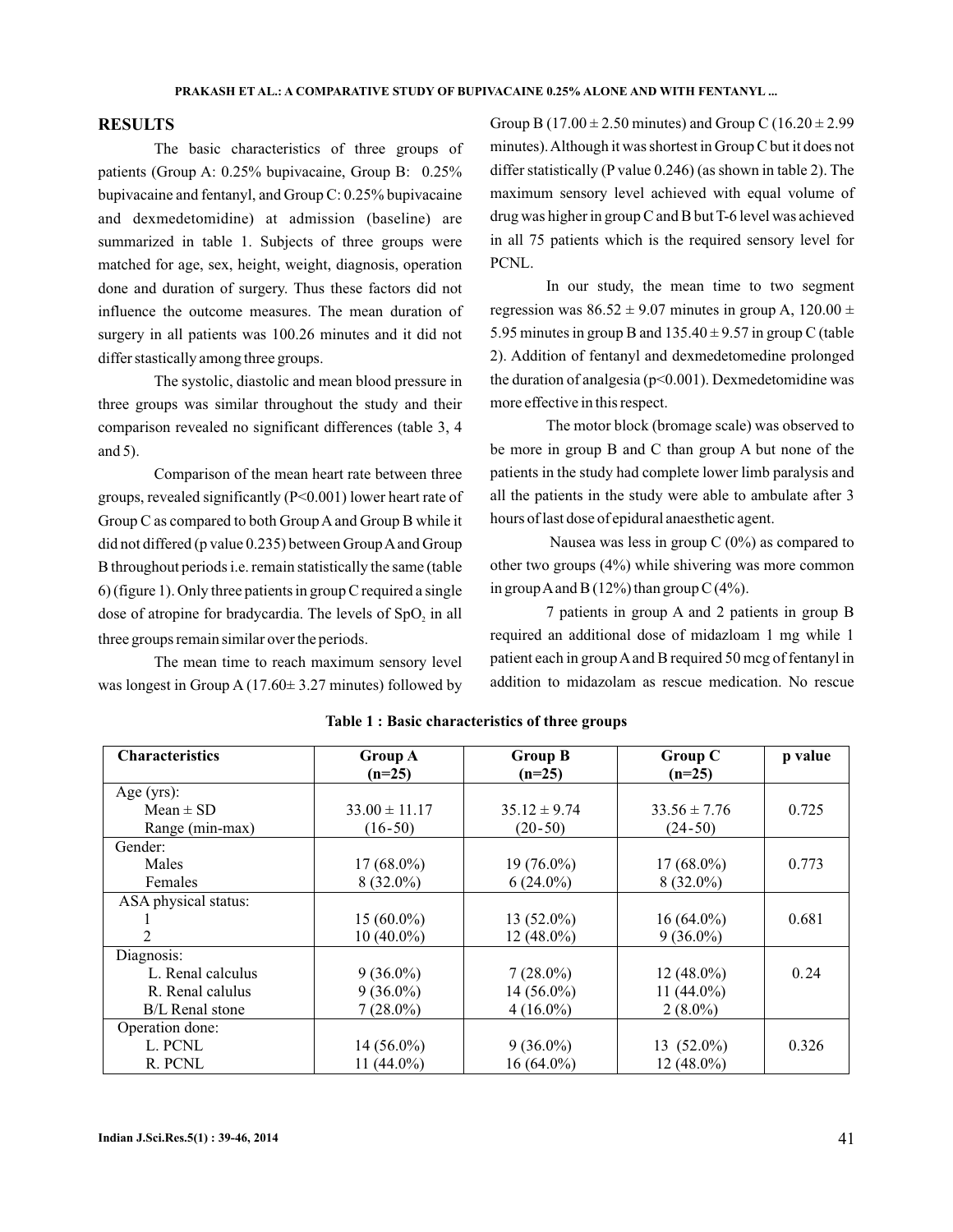## RESULTS

The basic characteristics of three groups of patients (Group A: 0.25% bupivacaine, Group B: 0.25% bupivacaine and fentanyl, and Group C: 0.25% bupivacaine and dexmedetomidine) at admission (baseline) are summarized in table 1. Subjects of three groups were matched for age, sex, height, weight, diagnosis, operation done and duration of surgery. Thus these factors did not influence the outcome measures. The mean duration of surgery in all patients was 100.26 minutes and it did not differ stastically among three groups.

The systolic, diastolic and mean blood pressure in three groups was similar throughout the study and their comparison revealed no significant differences (table 3, 4 and 5).

Comparison of the mean heart rate between three groups, revealed significantly (P<0.001) lower heart rate of Group C as compared to both Group A and Group B while it did not differed (p value 0.235) between Group A and Group B throughout periods i.e. remain statistically the same (table 6) (figure 1). Only three patients in group C required a single dose of atropine for bradycardia. The levels of $SpO_2$ in all three groups remain similar over the periods.

The mean time to reach maximum sensory level was longest in Group A (17.60± 3.27 minutes) followed by Group B (17.00 ± 2.50 minutes) and Group C (16.20 ± 2.99 minutes). Although it was shortest in Group C but it does not differ statistically (P value 0.246) (as shown in table 2). The maximum sensory level achieved with equal volume of drug was higher in group C and B but T-6 level was achieved in all 75 patients which is the required sensory level for PCNL.

In our study, the mean time to two segment regression was 86.52 ± 9.07 minutes in group A, 120.00 ± 5.95 minutes in group B and 135.40 ± 9.57 in group C (table 2). Addition of fentanyl and dexmedetomedine prolonged the duration of analgesia (p<0.001). Dexmedetomidine was more effective in this respect.

The motor block (bromage scale) was observed to be more in group B and C than group A but none of the patients in the study had complete lower limb paralysis and all the patients in the study were able to ambulate after 3 hours of last dose of epidural anaesthetic agent.

Nausea was less in group C (0%) as compared to other two groups (4%) while shivering was more common in group A and B (12%) than group C (4%).

7 patients in group A and 2 patients in group B required an additional dose of midazloam 1 mg while 1 patient each in group A and B required 50 mcg of fentanyl in addition to midazolam as rescue medication. No rescue

**Table 1 : Basic characteristics of three groups**

| Characteristics | Group A (n=25) | Group B (n=25) | Group C (n=25) | p value |
|---|---|---|---|---|
| Age (yrs): | | | | |
| Mean ± SD | 33.00 ± 11.17 | 35.12 ± 9.74 | 33.56 ± 7.76 | 0.725 |
| Range (min-max) | (16-50) | (20-50) | (24-50) | |
| Gender: | | | | |
| Males | 17 (68.0%) | 19 (76.0%) | 17 (68.0%) | 0.773 |
| Females | 8 (32.0%) | 6 (24.0%) | 8 (32.0%) | |
| ASA physical status: | | | | |
| 1 | 15 (60.0%) | 13 (52.0%) | 16 (64.0%) | 0.681 |
| 2 | 10 (40.0%) | 12 (48.0%) | 9 (36.0%) | |
| Diagnosis: | | | | |
| L. Renal calculus | 9 (36.0%) | 7 (28.0%) | 12 (48.0%) | 0.24 |
| R. Renal calulus | 9 (36.0%) | 14 (56.0%) | 11 (44.0%) | |
| B/L Renal stone | 7 (28.0%) | 4 (16.0%) | 2 (8.0%) | |
| Operation done: | | | | |
| L. PCNL | 14 (56.0%) | 9 (36.0%) | 13 (52.0%) | 0.326 |
| R. PCNL | 11 (44.0%) | 16 (64.0%) | 12 (48.0%) | |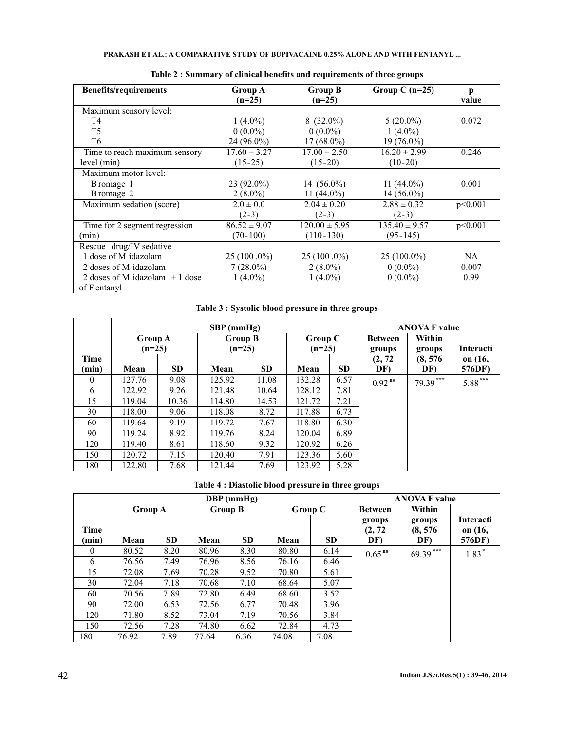**Table 2 : Summary of clinical benefits and requirements of three groups**

| Benefits/requirements | Group A (n=25) | Group B (n=25) | Group C (n=25) | p value |
|---|---|---|---|---|
| Maximum sensory level: | | | | |
| T4 | 1 (4.0%) | 8 (32.0%) | 5 (20.0%) | 0.072 |
| T5 | 0 (0.0%) | 0 (0.0%) | 1 (4.0%) | |
| T6 | 24 (96.0%) | 17 (68.0%) | 19 (76.0%) | |
| Time to reach maximum sensory level (min) | 17.60 ± 3.27 (15-25) | 17.00 ± 2.50 (15-20) | 16.20 ± 2.99 (10-20) | 0.246 |
| Maximum motor level: | | | | |
| Bromage 1 | 23 (92.0%) | 14 (56.0%) | 11 (44.0%) | 0.001 |
| Bromage 2 | 2 (8.0%) | 11 (44.0%) | 14 (56.0%) | |
| Maximum sedation (score) | 2.0 ± 0.0 (2-3) | 2.04 ± 0.20 (2-3) | 2.88 ± 0.32 (2-3) | p<0.001 |
| Time for 2 segment regression (min) | 86.52 ± 9.07 (70-100) | 120.00 ± 5.95 (110-130) | 135.40 ± 9.57 (95-145) | p<0.001 |
| Rescue drug/IV sedative | | | | |
| 1 dose of Midazolam | 25 (100.0%) | 25 (100.0%) | 25 (100.0%) | NA |
| 2 doses of Midazolam | 7 (28.0%) | 2 (8.0%) | 0 (0.0%) | 0.007 |
| 2 doses of Midazolam + 1 dose of Fentanyl | 1 (4.0%) | 1 (4.0%) | 0 (0.0%) | 0.99 |

**Table 3 : Systolic blood pressure in three groups**

| | SBP (mmHg) | | | | | | ANOVA F value | | |
|---|---|---|---|---|---|---|---|---|---|
| | Group A (n=25) | | Group B (n=25) | | Group C (n=25) | | Between groups (2, 72 DF) | Within groups (8, 576 DF) | Interaction (16, 576DF) |
| Time (min) | Mean | SD | Mean | SD | Mean | SD | | | |
| 0 | 127.76 | 9.08 | 125.92 | 11.08 | 132.28 | 6.57 | $0.92^{ns}$ | $79.39^{***}$ | $5.88^{***}$ |
| 6 | 122.92 | 9.26 | 121.48 | 10.64 | 128.12 | 7.81 | | | |
| 15 | 119.04 | 10.36 | 114.80 | 14.53 | 121.72 | 7.21 | | | |
| 30 | 118.00 | 9.06 | 118.08 | 8.72 | 117.88 | 6.73 | | | |
| 60 | 119.64 | 9.19 | 119.72 | 7.67 | 118.80 | 6.30 | | | |
| 90 | 119.24 | 8.92 | 119.76 | 8.24 | 120.04 | 6.89 | | | |
| 120 | 119.40 | 8.61 | 118.60 | 9.32 | 120.92 | 6.26 | | | |
| 150 | 120.72 | 7.15 | 120.40 | 7.91 | 123.36 | 5.60 | | | |
| 180 | 122.80 | 7.68 | 121.44 | 7.69 | 123.92 | 5.28 | | | |

**Table 4 : Diastolic blood pressure in three groups**

| | DBP (mmHg) | | | | | | ANOVA F value | | |
|---|---|---|---|---|---|---|---|---|---|
| | Group A | | Group B | | Group C | | Between groups (2, 72 DF) | Within groups (8, 576 DF) | Interaction (16, 576DF) |
| Time (min) | Mean | SD | Mean | SD | Mean | SD | | | |
| 0 | 80.52 | 8.20 | 80.96 | 8.30 | 80.80 | 6.14 | $0.65^{ns}$ | $69.39^{***}$ | $1.83^{*}$ |
| 6 | 76.56 | 7.49 | 76.96 | 8.56 | 76.16 | 6.46 | | | |
| 15 | 72.08 | 7.69 | 70.28 | 9.52 | 70.80 | 5.61 | | | |
| 30 | 72.04 | 7.18 | 70.68 | 7.10 | 68.64 | 5.07 | | | |
| 60 | 70.56 | 7.89 | 72.80 | 6.49 | 68.60 | 3.52 | | | |
| 90 | 72.00 | 6.53 | 72.56 | 6.77 | 70.48 | 3.96 | | | |
| 120 | 71.80 | 8.52 | 73.04 | 7.19 | 70.56 | 3.84 | | | |
| 150 | 72.56 | 7.28 | 74.80 | 6.62 | 72.84 | 4.73 | | | |
| 180 | 76.92 | 7.89 | 77.64 | 6.36 | 74.08 | 7.08 | | | |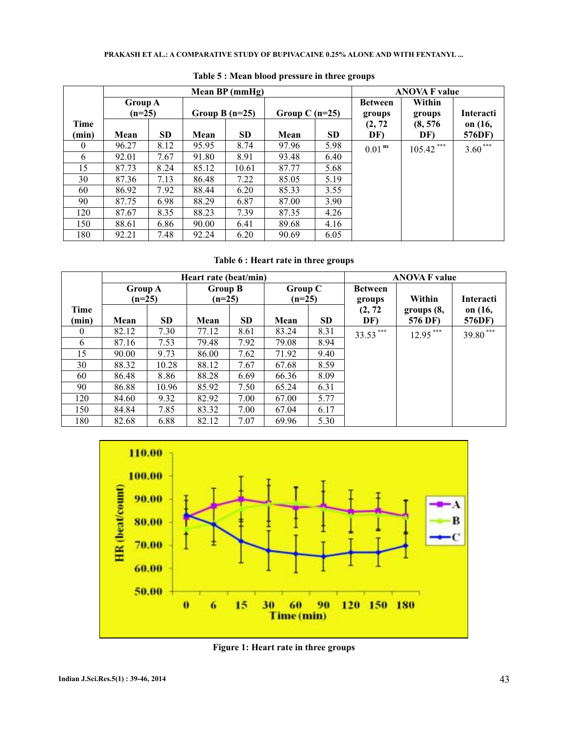Table 5 : Mean blood pressure in three groups

| Time (min) | Mean BP (mmHg) | | | | | | ANOVA F value | | |
|---|---|---|---|---|---|---|---|---|---|
| | Group A (n=25) | | Group B (n=25) | | Group C (n=25) | | Between groups (2, 72 DF) | Within groups (8, 576 DF) | Interaction (16, 576DF) |
| | Mean | SD | Mean | SD | Mean | SD | | | |
| 0 | 96.27 | 8.12 | 95.95 | 8.74 | 97.96 | 5.98 | $0.01^{ns}$ | $105.42^{***}$ | $3.60^{***}$ |
| 6 | 92.01 | 7.67 | 91.80 | 8.91 | 93.48 | 6.40 | | | |
| 15 | 87.73 | 8.24 | 85.12 | 10.61 | 87.77 | 5.68 | | | |
| 30 | 87.36 | 7.13 | 86.48 | 7.22 | 85.05 | 5.19 | | | |
| 60 | 86.92 | 7.92 | 88.44 | 6.20 | 85.33 | 3.55 | | | |
| 90 | 87.75 | 6.98 | 88.29 | 6.87 | 87.00 | 3.90 | | | |
| 120 | 87.67 | 8.35 | 88.23 | 7.39 | 87.35 | 4.26 | | | |
| 150 | 88.61 | 6.86 | 90.00 | 6.41 | 89.68 | 4.16 | | | |
| 180 | 92.21 | 7.48 | 92.24 | 6.20 | 90.69 | 6.05 | | | |

Table 6 : Heart rate in three groups

| Time (min) | Heart rate (beat/min) | | | | | | ANOVA F value | | |
|---|---|---|---|---|---|---|---|---|---|
| | Group A (n=25) | | Group B (n=25) | | Group C (n=25) | | Between groups (2, 72 DF) | Within groups (8, 576 DF) | Interaction (16, 576DF) |
| | Mean | SD | Mean | SD | Mean | SD | | | |
| 0 | 82.12 | 7.30 | 77.12 | 8.61 | 83.24 | 8.31 | $33.53^{***}$ | $12.95^{***}$ | $39.80^{***}$ |
| 6 | 87.16 | 7.53 | 79.48 | 7.92 | 79.08 | 8.94 | | | |
| 15 | 90.00 | 9.73 | 86.00 | 7.62 | 71.92 | 9.40 | | | |
| 30 | 88.32 | 10.28 | 88.12 | 7.67 | 67.68 | 8.59 | | | |
| 60 | 86.48 | 8.86 | 88.28 | 6.69 | 66.36 | 8.09 | | | |
| 90 | 86.88 | 10.96 | 85.92 | 7.50 | 65.24 | 6.31 | | | |
| 120 | 84.60 | 9.32 | 82.92 | 7.00 | 67.00 | 5.77 | | | |
| 150 | 84.84 | 7.85 | 83.32 | 7.00 | 67.04 | 6.17 | | | |
| 180 | 82.68 | 6.88 | 82.12 | 7.07 | 69.96 | 5.30 | | | |

Figure 1: Heart rate in three groups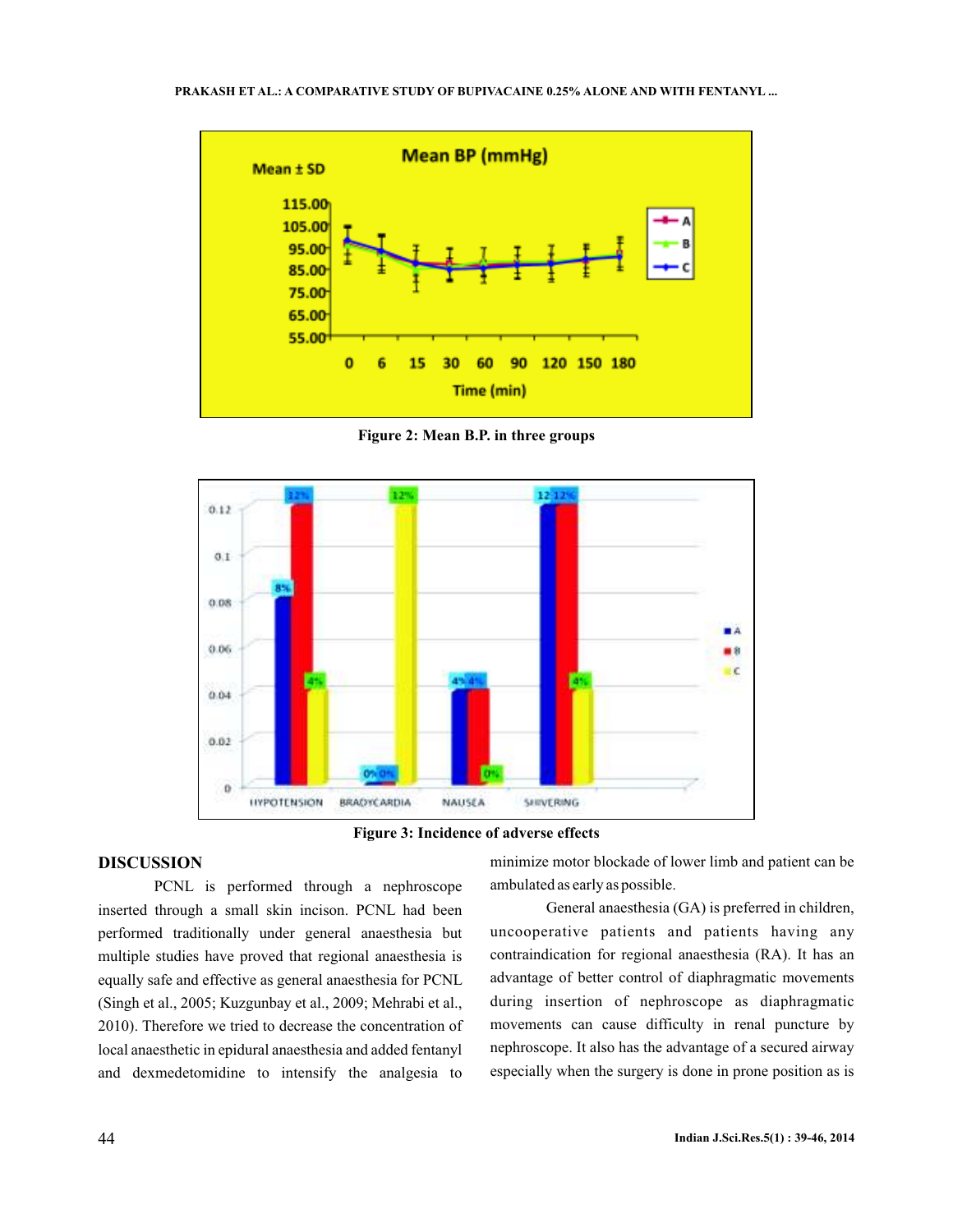Figure 2: Mean B.P. in three groups

Figure 3: Incidence of adverse effects

## DISCUSSION

PCNL is performed through a nephroscope inserted through a small skin incison. PCNL had been performed traditionally under general anaesthesia but multiple studies have proved that regional anaesthesia is equally safe and effective as general anaesthesia for PCNL (Singh et al., 2005; Kuzgunbay et al., 2009; Mehrabi et al., 2010). Therefore we tried to decrease the concentration of local anaesthetic in epidural anaesthesia and added fentanyl and dexmedetomidine to intensify the analgesia to minimize motor blockade of lower limb and patient can be ambulated as early as possible.

General anaesthesia (GA) is preferred in children, uncooperative patients and patients having any contraindication for regional anaesthesia (RA). It has an advantage of better control of diaphragmatic movements during insertion of nephroscope as diaphragmatic movements can cause difficulty in renal puncture by nephroscope. It also has the advantage of a secured airway especially when the surgery is done in prone position as is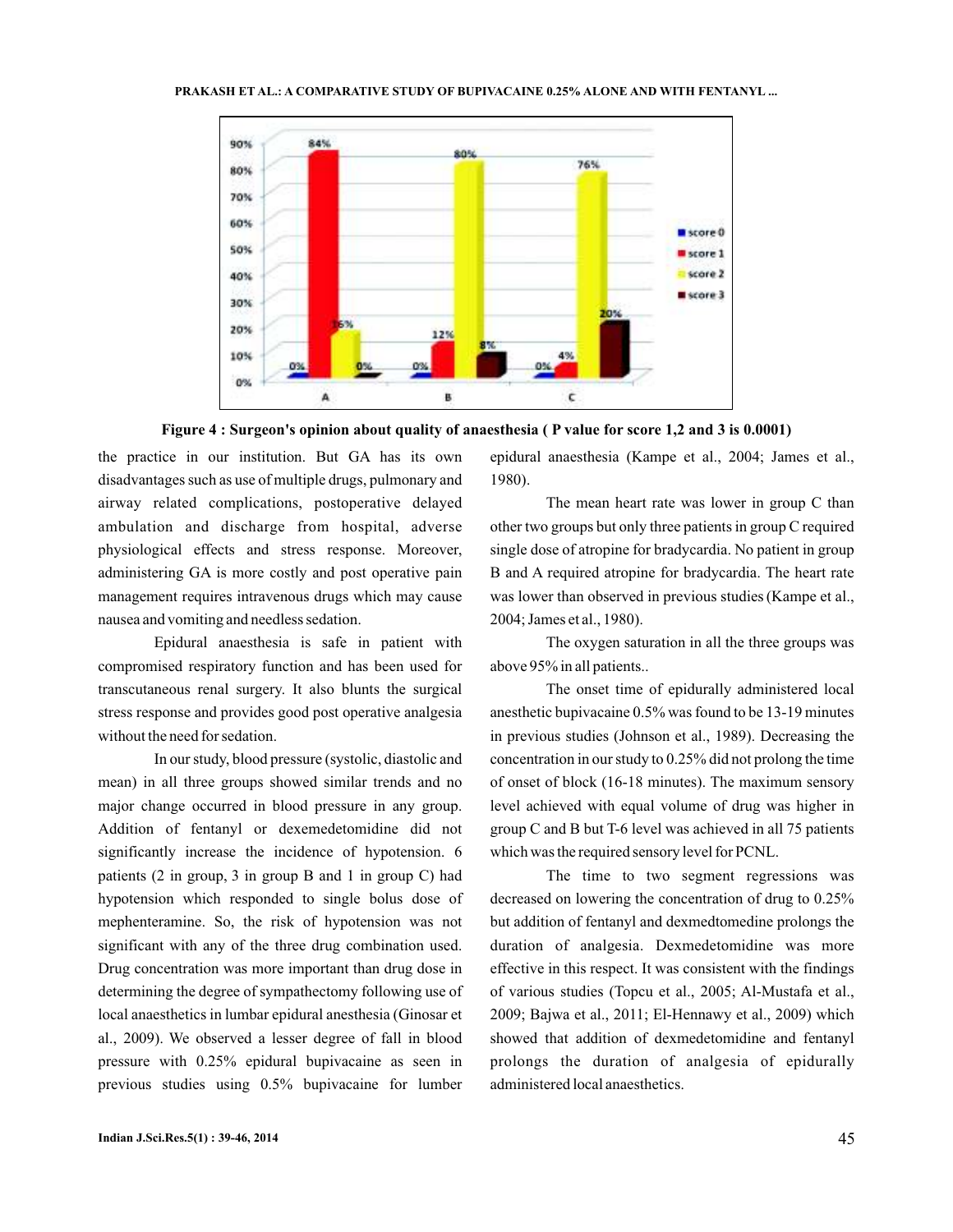Figure 4 : Surgeon's opinion about quality of anaesthesia ( P value for score 1,2 and 3 is 0.0001)

the practice in our institution. But GA has its own disadvantages such as use of multiple drugs, pulmonary and airway related complications, postoperative delayed ambulation and discharge from hospital, adverse physiological effects and stress response. Moreover, administering GA is more costly and post operative pain management requires intravenous drugs which may cause nausea and vomiting and needless sedation.

Epidural anaesthesia is safe in patient with compromised respiratory function and has been used for transcutaneous renal surgery. It also blunts the surgical stress response and provides good post operative analgesia without the need for sedation.

In our study, blood pressure (systolic, diastolic and mean) in all three groups showed similar trends and no major change occurred in blood pressure in any group. Addition of fentanyl or dexemedetomidine did not significantly increase the incidence of hypotension. 6 patients (2 in group, 3 in group B and 1 in group C) had hypotension which responded to single bolus dose of mephenteramine. So, the risk of hypotension was not significant with any of the three drug combination used. Drug concentration was more important than drug dose in determining the degree of sympathectomy following use of local anaesthetics in lumbar epidural anesthesia (Ginosar et al., 2009). We observed a lesser degree of fall in blood pressure with 0.25% epidural bupivacaine as seen in previous studies using 0.5% bupivacaine for lumber epidural anaesthesia (Kampe et al., 2004; James et al., 1980).

The mean heart rate was lower in group C than other two groups but only three patients in group C required single dose of atropine for bradycardia. No patient in group B and A required atropine for bradycardia. The heart rate was lower than observed in previous studies (Kampe et al., 2004; James et al., 1980).

The oxygen saturation in all the three groups was above 95% in all patients..

The onset time of epidurally administered local anesthetic bupivacaine 0.5% was found to be 13-19 minutes in previous studies (Johnson et al., 1989). Decreasing the concentration in our study to 0.25% did not prolong the time of onset of block (16-18 minutes). The maximum sensory level achieved with equal volume of drug was higher in group C and B but T-6 level was achieved in all 75 patients which was the required sensory level for PCNL.

The time to two segment regressions was decreased on lowering the concentration of drug to 0.25% but addition of fentanyl and dexmedtomedine prolongs the duration of analgesia. Dexmedetomidine was more effective in this respect. It was consistent with the findings of various studies (Topcu et al., 2005; Al-Mustafa et al., 2009; Bajwa et al., 2011; El-Hennawy et al., 2009) which showed that addition of dexmedetomidine and fentanyl prolongs the duration of analgesia of epidurally administered local anaesthetics.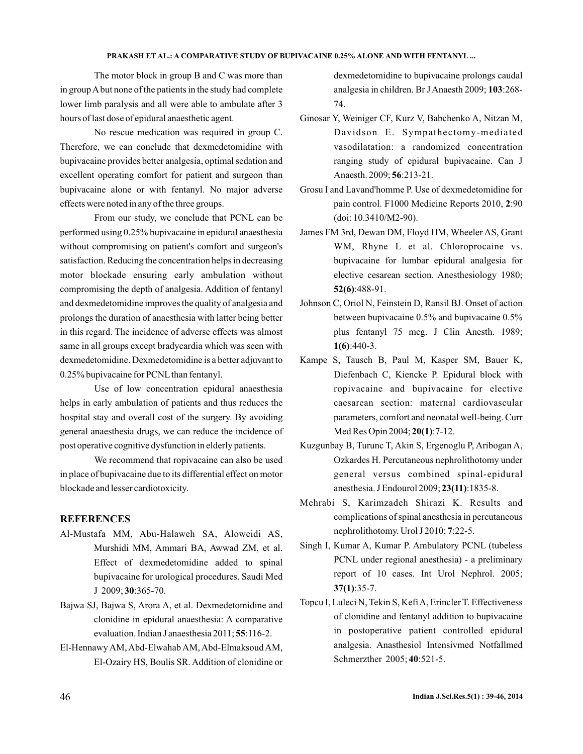The motor block in group B and C was more than in group A but none of the patients in the study had complete lower limb paralysis and all were able to ambulate after 3 hours of last dose of epidural anaesthetic agent.

No rescue medication was required in group C. Therefore, we can conclude that dexmedetomidine with bupivacaine provides better analgesia, optimal sedation and excellent operating comfort for patient and surgeon than bupivacaine alone or with fentanyl. No major adverse effects were noted in any of the three groups.

From our study, we conclude that PCNL can be performed using 0.25% bupivacaine in epidural anaesthesia without compromising on patient's comfort and surgeon's satisfaction. Reducing the concentration helps in decreasing motor blockade ensuring early ambulation without compromising the depth of analgesia. Addition of fentanyl and dexmedetomidine improves the quality of analgesia and prolongs the duration of anaesthesia with latter being better in this regard. The incidence of adverse effects was almost same in all groups except bradycardia which was seen with dexmedetomidine. Dexmedetomidine is a better adjuvant to 0.25% bupivacaine for PCNL than fentanyl.

Use of low concentration epidural anaesthesia helps in early ambulation of patients and thus reduces the hospital stay and overall cost of the surgery. By avoiding general anaesthesia drugs, we can reduce the incidence of post operative cognitive dysfunction in elderly patients.

We recommend that ropivacaine can also be used in place of bupivacaine due to its differential effect on motor blockade and lesser cardiotoxicity.

## REFERENCES

Al-Mustafa MM, Abu-Halaweh SA, Aloweidi AS, Murshidi MM, Ammari BA, Awwad ZM, et al. Effect of dexmedetomidine added to spinal bupivacaine for urological procedures. Saudi Med J 2009; **30**:365-70.

Bajwa SJ, Bajwa S, Arora A, et al. Dexmedetomidine and clonidine in epidural anaesthesia: A comparative evaluation. Indian J anaesthesia 2011; **55**:116-2.

El-Hennawy AM, Abd-Elwahab AM, Abd-Elmaksoud AM, El-Ozairy HS, Boulis SR. Addition of clonidine or dexmedetomidine to bupivacaine prolongs caudal analgesia in children. Br J Anaesth 2009; **103**:268-74.

Ginosar Y, Weiniger CF, Kurz V, Babchenko A, Nitzan M, Davidson E. Sympathectomy-mediated vasodilatation: a randomized concentration ranging study of epidural bupivacaine. Can J Anaesth. 2009; **56**:213-21.

Grosu I and Lavand'homme P. Use of dexmedetomidine for pain control. F1000 Medicine Reports 2010, **2**:90 (doi: 10.3410/M2-90).

James FM 3rd, Dewan DM, Floyd HM, Wheeler AS, Grant WM, Rhyne L et al. Chloroprocaine vs. bupivacaine for lumbar epidural analgesia for elective cesarean section. Anesthesiology 1980; **52(6)**:488-91.

Johnson C, Oriol N, Feinstein D, Ransil BJ. Onset of action between bupivacaine 0.5% and bupivacaine 0.5% plus fentanyl 75 mcg. J Clin Anesth. 1989; **1(6)**:440-3.

Kampe S, Tausch B, Paul M, Kasper SM, Bauer K, Diefenbach C, Kiencke P. Epidural block with ropivacaine and bupivacaine for elective caesarean section: maternal cardiovascular parameters, comfort and neonatal well-being. Curr Med Res Opin 2004; **20(1)**:7-12.

Kuzgunbay B, Turunc T, Akin S, Ergenoglu P, Aribogan A, Ozkardes H. Percutaneous nephrolithotomy under general versus combined spinal-epidural anesthesia. J Endourol 2009; **23(11)**:1835-8.

Mehrabi S, Karimzadeh Shirazi K. Results and complications of spinal anesthesia in percutaneous nephrolithotomy. Urol J 2010; **7**:22-5.

Singh I, Kumar A, Kumar P. Ambulatory PCNL (tubeless PCNL under regional anesthesia) - a preliminary report of 10 cases. Int Urol Nephrol. 2005; **37(1)**:35-7.

Topcu I, Luleci N, Tekin S, Kefi A, Erincler T. Effectiveness of clonidine and fentanyl addition to bupivacaine in postoperative patient controlled epidural analgesia. Anasthesiol Intensivmed Notfallmed Schmerzther 2005; **40**:521-5.